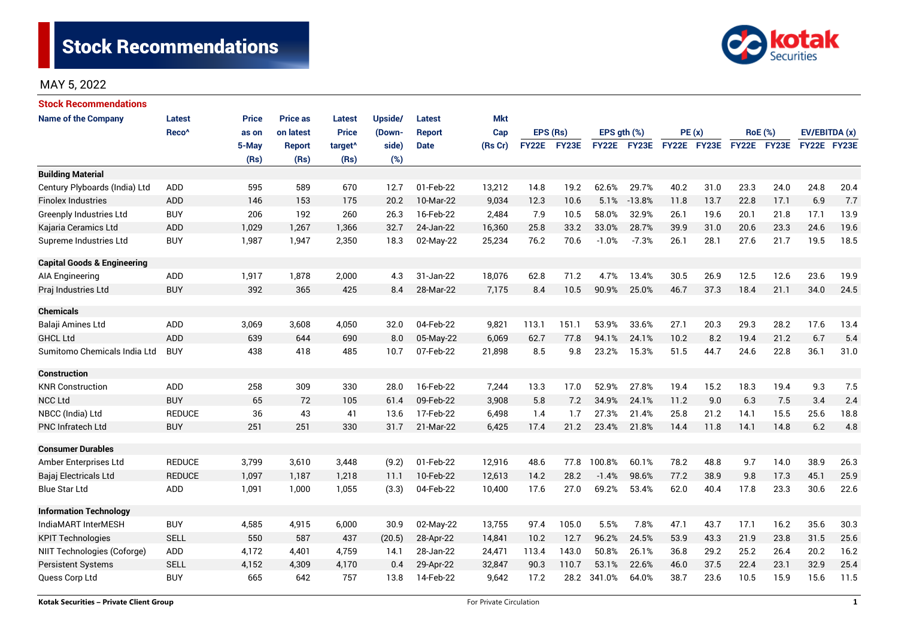# Stock Recommendations

MAY 5, 2022

## Stock Recommendations

| Name of the Company | Latest Reco^ | Price as on 5-May (Rs) | Price as on latest Report (Rs) | Latest Price target^ (Rs) | Upside/ (Down-side) (%) | Latest Report Date | Mkt Cap (Rs Cr) | EPS (Rs) | | EPS gth (%) | | PE (x) | | RoE (%) | | EV/EBITDA (x) | |
|---|---|---|---|---|---|---|---|---|---|---|---|---|---|---|---|---|---|
| | | | | | | | | FY22E | FY23E | FY22E | FY23E | FY22E | FY23E | FY22E | FY23E | FY22E | FY23E |
| **Building Material** | | | | | | | | | | | | | | | | | |
| Century Plyboards (India) Ltd | ADD | 595 | 589 | 670 | 12.7 | 01-Feb-22 | 13,212 | 14.8 | 19.2 | 62.6% | 29.7% | 40.2 | 31.0 | 23.3 | 24.0 | 24.8 | 20.4 |
| Finolex Industries | ADD | 146 | 153 | 175 | 20.2 | 10-Mar-22 | 9,034 | 12.3 | 10.6 | 5.1% | -13.8% | 11.8 | 13.7 | 22.8 | 17.1 | 6.9 | 7.7 |
| Greenply Industries Ltd | BUY | 206 | 192 | 260 | 26.3 | 16-Feb-22 | 2,484 | 7.9 | 10.5 | 58.0% | 32.9% | 26.1 | 19.6 | 20.1 | 21.8 | 17.1 | 13.9 |
| Kajaria Ceramics Ltd | ADD | 1,029 | 1,267 | 1,366 | 32.7 | 24-Jan-22 | 16,360 | 25.8 | 33.2 | 33.0% | 28.7% | 39.9 | 31.0 | 20.6 | 23.3 | 24.6 | 19.6 |
| Supreme Industries Ltd | BUY | 1,987 | 1,947 | 2,350 | 18.3 | 02-May-22 | 25,234 | 76.2 | 70.6 | -1.0% | -7.3% | 26.1 | 28.1 | 27.6 | 21.7 | 19.5 | 18.5 |
| **Capital Goods & Engineering** | | | | | | | | | | | | | | | | | |
| AIA Engineering | ADD | 1,917 | 1,878 | 2,000 | 4.3 | 31-Jan-22 | 18,076 | 62.8 | 71.2 | 4.7% | 13.4% | 30.5 | 26.9 | 12.5 | 12.6 | 23.6 | 19.9 |
| Praj Industries Ltd | BUY | 392 | 365 | 425 | 8.4 | 28-Mar-22 | 7,175 | 8.4 | 10.5 | 90.9% | 25.0% | 46.7 | 37.3 | 18.4 | 21.1 | 34.0 | 24.5 |
| **Chemicals** | | | | | | | | | | | | | | | | | |
| Balaji Amines Ltd | ADD | 3,069 | 3,608 | 4,050 | 32.0 | 04-Feb-22 | 9,821 | 113.1 | 151.1 | 53.9% | 33.6% | 27.1 | 20.3 | 29.3 | 28.2 | 17.6 | 13.4 |
| GHCL Ltd | ADD | 639 | 644 | 690 | 8.0 | 05-May-22 | 6,069 | 62.7 | 77.8 | 94.1% | 24.1% | 10.2 | 8.2 | 19.4 | 21.2 | 6.7 | 5.4 |
| Sumitomo Chemicals India Ltd | BUY | 438 | 418 | 485 | 10.7 | 07-Feb-22 | 21,898 | 8.5 | 9.8 | 23.2% | 15.3% | 51.5 | 44.7 | 24.6 | 22.8 | 36.1 | 31.0 |
| **Construction** | | | | | | | | | | | | | | | | | |
| KNR Construction | ADD | 258 | 309 | 330 | 28.0 | 16-Feb-22 | 7,244 | 13.3 | 17.0 | 52.9% | 27.8% | 19.4 | 15.2 | 18.3 | 19.4 | 9.3 | 7.5 |
| NCC Ltd | BUY | 65 | 72 | 105 | 61.4 | 09-Feb-22 | 3,908 | 5.8 | 7.2 | 34.9% | 24.1% | 11.2 | 9.0 | 6.3 | 7.5 | 3.4 | 2.4 |
| NBCC (India) Ltd | REDUCE | 36 | 43 | 41 | 13.6 | 17-Feb-22 | 6,498 | 1.4 | 1.7 | 27.3% | 21.4% | 25.8 | 21.2 | 14.1 | 15.5 | 25.6 | 18.8 |
| PNC Infratech Ltd | BUY | 251 | 251 | 330 | 31.7 | 21-Mar-22 | 6,425 | 17.4 | 21.2 | 23.4% | 21.8% | 14.4 | 11.8 | 14.1 | 14.8 | 6.2 | 4.8 |
| **Consumer Durables** | | | | | | | | | | | | | | | | | |
| Amber Enterprises Ltd | REDUCE | 3,799 | 3,610 | 3,448 | (9.2) | 01-Feb-22 | 12,916 | 48.6 | 77.8 | 100.8% | 60.1% | 78.2 | 48.8 | 9.7 | 14.0 | 38.9 | 26.3 |
| Bajaj Electricals Ltd | REDUCE | 1,097 | 1,187 | 1,218 | 11.1 | 10-Feb-22 | 12,613 | 14.2 | 28.2 | -1.4% | 98.6% | 77.2 | 38.9 | 9.8 | 17.3 | 45.1 | 25.9 |
| Blue Star Ltd | ADD | 1,091 | 1,000 | 1,055 | (3.3) | 04-Feb-22 | 10,400 | 17.6 | 27.0 | 69.2% | 53.4% | 62.0 | 40.4 | 17.8 | 23.3 | 30.6 | 22.6 |
| **Information Technology** | | | | | | | | | | | | | | | | | |
| IndiaMART InterMESH | BUY | 4,585 | 4,915 | 6,000 | 30.9 | 02-May-22 | 13,755 | 97.4 | 105.0 | 5.5% | 7.8% | 47.1 | 43.7 | 17.1 | 16.2 | 35.6 | 30.3 |
| KPIT Technologies | SELL | 550 | 587 | 437 | (20.5) | 28-Apr-22 | 14,841 | 10.2 | 12.7 | 96.2% | 24.5% | 53.9 | 43.3 | 21.9 | 23.8 | 31.5 | 25.6 |
| NIIT Technologies (Coforge) | ADD | 4,172 | 4,401 | 4,759 | 14.1 | 28-Jan-22 | 24,471 | 113.4 | 143.0 | 50.8% | 26.1% | 36.8 | 29.2 | 25.2 | 26.4 | 20.2 | 16.2 |
| Persistent Systems | SELL | 4,152 | 4,309 | 4,170 | 0.4 | 29-Apr-22 | 32,847 | 90.3 | 110.7 | 53.1% | 22.6% | 46.0 | 37.5 | 22.4 | 23.1 | 32.9 | 25.4 |
| Quess Corp Ltd | BUY | 665 | 642 | 757 | 13.8 | 14-Feb-22 | 9,642 | 17.2 | 28.2 | 341.0% | 64.0% | 38.7 | 23.6 | 10.5 | 15.9 | 15.6 | 11.5 |

Kotak Securities – Private Client Group

For Private Circulation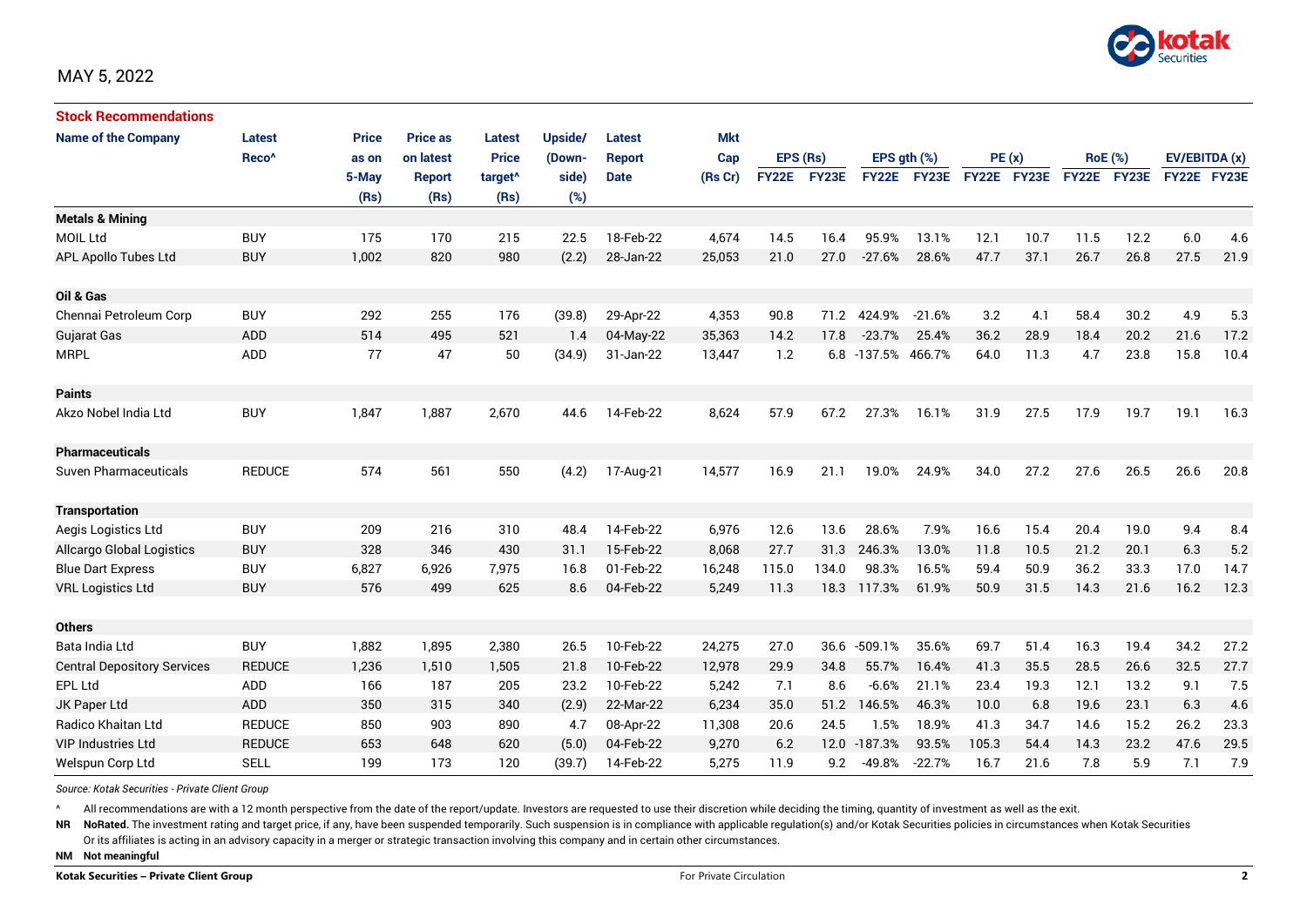MAY 5, 2022

**Stock Recommendations**

| Name of the Company | Latest Reco^ | Price as on 5-May (Rs) | Price as on latest Report (Rs) | Latest Price target^ (Rs) | Upside/ (Down-side) (%) | Latest Report Date | Mkt Cap (Rs Cr) | EPS (Rs) | | EPS gth (%) | | PE (x) | | RoE (%) | | EV/EBITDA (x) | |
|---|---|---|---|---|---|---|---|---|---|---|---|---|---|---|---|---|---|
| | | | | | | | | FY22E | FY23E | FY22E | FY23E | FY22E | FY23E | FY22E | FY23E | FY22E | FY23E |
| **Metals & Mining** | | | | | | | | | | | | | | | | | |
| MOIL Ltd | BUY | 175 | 170 | 215 | 22.5 | 18-Feb-22 | 4,674 | 14.5 | 16.4 | 95.9% | 13.1% | 12.1 | 10.7 | 11.5 | 12.2 | 6.0 | 4.6 |
| APL Apollo Tubes Ltd | BUY | 1,002 | 820 | 980 | (2.2) | 28-Jan-22 | 25,053 | 21.0 | 27.0 | -27.6% | 28.6% | 47.7 | 37.1 | 26.7 | 26.8 | 27.5 | 21.9 |
| **Oil & Gas** | | | | | | | | | | | | | | | | | |
| Chennai Petroleum Corp | BUY | 292 | 255 | 176 | (39.8) | 29-Apr-22 | 4,353 | 90.8 | 71.2 | 424.9% | -21.6% | 3.2 | 4.1 | 58.4 | 30.2 | 4.9 | 5.3 |
| Gujarat Gas | ADD | 514 | 495 | 521 | 1.4 | 04-May-22 | 35,363 | 14.2 | 17.8 | -23.7% | 25.4% | 36.2 | 28.9 | 18.4 | 20.2 | 21.6 | 17.2 |
| MRPL | ADD | 77 | 47 | 50 | (34.9) | 31-Jan-22 | 13,447 | 1.2 | 6.8 | -137.5% | 466.7% | 64.0 | 11.3 | 4.7 | 23.8 | 15.8 | 10.4 |
| **Paints** | | | | | | | | | | | | | | | | | |
| Akzo Nobel India Ltd | BUY | 1,847 | 1,887 | 2,670 | 44.6 | 14-Feb-22 | 8,624 | 57.9 | 67.2 | 27.3% | 16.1% | 31.9 | 27.5 | 17.9 | 19.7 | 19.1 | 16.3 |
| **Pharmaceuticals** | | | | | | | | | | | | | | | | | |
| Suven Pharmaceuticals | REDUCE | 574 | 561 | 550 | (4.2) | 17-Aug-21 | 14,577 | 16.9 | 21.1 | 19.0% | 24.9% | 34.0 | 27.2 | 27.6 | 26.5 | 26.6 | 20.8 |
| **Transportation** | | | | | | | | | | | | | | | | | |
| Aegis Logistics Ltd | BUY | 209 | 216 | 310 | 48.4 | 14-Feb-22 | 6,976 | 12.6 | 13.6 | 28.6% | 7.9% | 16.6 | 15.4 | 20.4 | 19.0 | 9.4 | 8.4 |
| Allcargo Global Logistics | BUY | 328 | 346 | 430 | 31.1 | 15-Feb-22 | 8,068 | 27.7 | 31.3 | 246.3% | 13.0% | 11.8 | 10.5 | 21.2 | 20.1 | 6.3 | 5.2 |
| Blue Dart Express | BUY | 6,827 | 6,926 | 7,975 | 16.8 | 01-Feb-22 | 16,248 | 115.0 | 134.0 | 98.3% | 16.5% | 59.4 | 50.9 | 36.2 | 33.3 | 17.0 | 14.7 |
| VRL Logistics Ltd | BUY | 576 | 499 | 625 | 8.6 | 04-Feb-22 | 5,249 | 11.3 | 18.3 | 117.3% | 61.9% | 50.9 | 31.5 | 14.3 | 21.6 | 16.2 | 12.3 |
| **Others** | | | | | | | | | | | | | | | | | |
| Bata India Ltd | BUY | 1,882 | 1,895 | 2,380 | 26.5 | 10-Feb-22 | 24,275 | 27.0 | 36.6 | -509.1% | 35.6% | 69.7 | 51.4 | 16.3 | 19.4 | 34.2 | 27.2 |
| Central Depository Services | REDUCE | 1,236 | 1,510 | 1,505 | 21.8 | 10-Feb-22 | 12,978 | 29.9 | 34.8 | 55.7% | 16.4% | 41.3 | 35.5 | 28.5 | 26.6 | 32.5 | 27.7 |
| EPL Ltd | ADD | 166 | 187 | 205 | 23.2 | 10-Feb-22 | 5,242 | 7.1 | 8.6 | -6.6% | 21.1% | 23.4 | 19.3 | 12.1 | 13.2 | 9.1 | 7.5 |
| JK Paper Ltd | ADD | 350 | 315 | 340 | (2.9) | 22-Mar-22 | 6,234 | 35.0 | 51.2 | 146.5% | 46.3% | 10.0 | 6.8 | 19.6 | 23.1 | 6.3 | 4.6 |
| Radico Khaitan Ltd | REDUCE | 850 | 903 | 890 | 4.7 | 08-Apr-22 | 11,308 | 20.6 | 24.5 | 1.5% | 18.9% | 41.3 | 34.7 | 14.6 | 15.2 | 26.2 | 23.3 |
| VIP Industries Ltd | REDUCE | 653 | 648 | 620 | (5.0) | 04-Feb-22 | 9,270 | 6.2 | 12.0 | -187.3% | 93.5% | 105.3 | 54.4 | 14.3 | 23.2 | 47.6 | 29.5 |
| Welspun Corp Ltd | SELL | 199 | 173 | 120 | (39.7) | 14-Feb-22 | 5,275 | 11.9 | 9.2 | -49.8% | -22.7% | 16.7 | 21.6 | 7.8 | 5.9 | 7.1 | 7.9 |

*Source: Kotak Securities - Private Client Group*

^ All recommendations are with a 12 month perspective from the date of the report/update. Investors are requested to use their discretion while deciding the timing, quantity of investment as well as the exit.

**NR NoRated.** The investment rating and target price, if any, have been suspended temporarily. Such suspension is in compliance with applicable regulation(s) and/or Kotak Securities policies in circumstances when Kotak Securities Or its affiliates is acting in an advisory capacity in a merger or strategic transaction involving this company and in certain other circumstances.

**NM Not meaningful**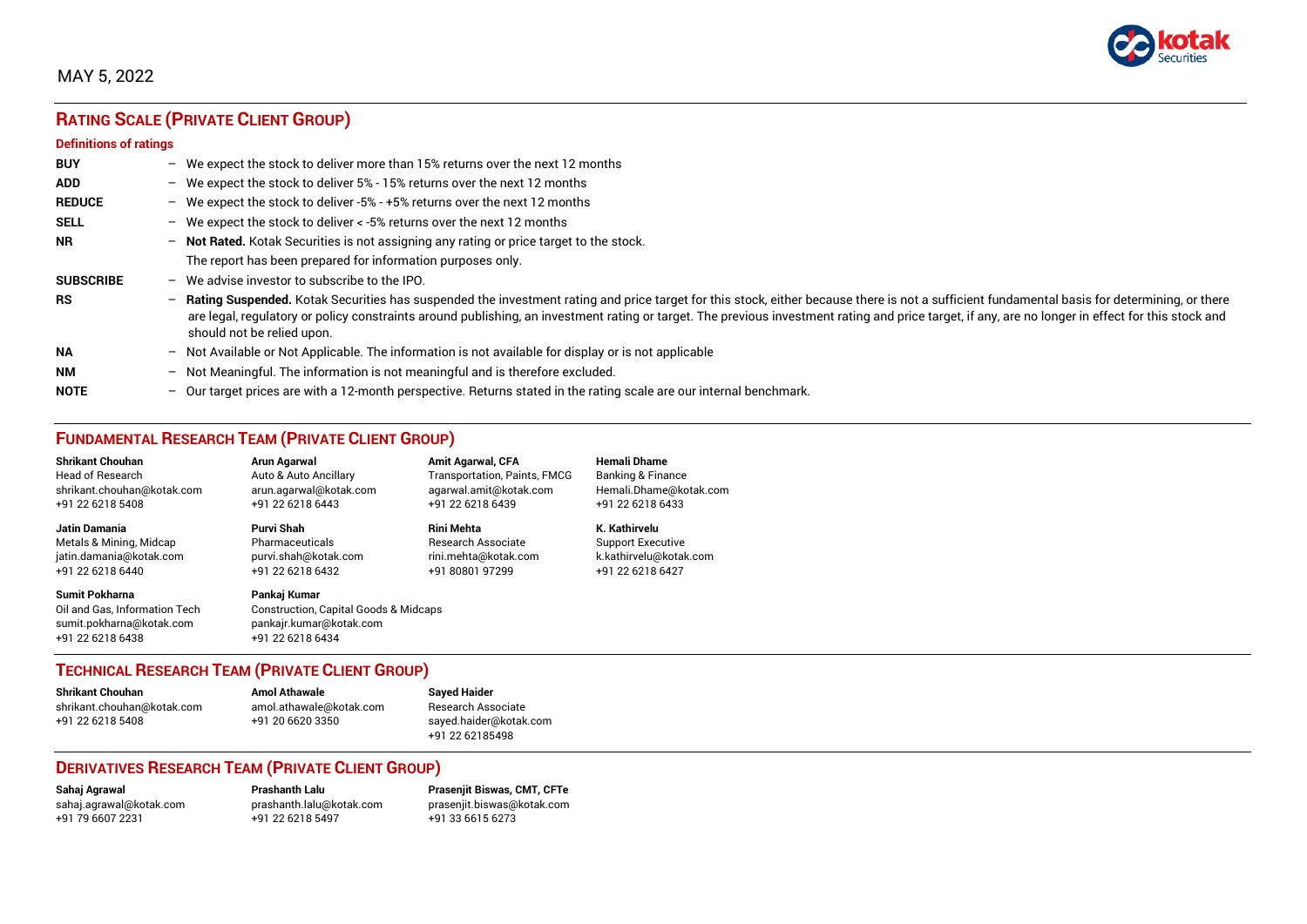MAY 5, 2022

## RATING SCALE (PRIVATE CLIENT GROUP)

### Definitions of ratings

| | | |
|---|---|---|
| **BUY** | – | We expect the stock to deliver more than 15% returns over the next 12 months |
| **ADD** | – | We expect the stock to deliver 5% - 15% returns over the next 12 months |
| **REDUCE** | – | We expect the stock to deliver -5% - +5% returns over the next 12 months |
| **SELL** | – | We expect the stock to deliver < -5% returns over the next 12 months |
| **NR** | – | **Not Rated.** Kotak Securities is not assigning any rating or price target to the stock. The report has been prepared for information purposes only. |
| **SUBSCRIBE** | – | We advise investor to subscribe to the IPO. |
| **RS** | – | **Rating Suspended.** Kotak Securities has suspended the investment rating and price target for this stock, either because there is not a sufficient fundamental basis for determining, or there are legal, regulatory or policy constraints around publishing, an investment rating or target. The previous investment rating and price target, if any, are no longer in effect for this stock and should not be relied upon. |
| **NA** | – | Not Available or Not Applicable. The information is not available for display or is not applicable |
| **NM** | – | Not Meaningful. The information is not meaningful and is therefore excluded. |
| **NOTE** | – | Our target prices are with a 12-month perspective. Returns stated in the rating scale are our internal benchmark. |

## FUNDAMENTAL RESEARCH TEAM (PRIVATE CLIENT GROUP)

**Shrikant Chouhan**
Head of Research
shrikant.chouhan@kotak.com
+91 22 6218 5408

**Arun Agarwal**
Auto & Auto Ancillary
arun.agarwal@kotak.com
+91 22 6218 6443

**Amit Agarwal, CFA**
Transportation, Paints, FMCG
agarwal.amit@kotak.com
+91 22 6218 6439

**Hemali Dhame**
Banking & Finance
Hemali.Dhame@kotak.com
+91 22 6218 6433

**Jatin Damania**
Metals & Mining, Midcap
jatin.damania@kotak.com
+91 22 6218 6440

**Purvi Shah**
Pharmaceuticals
purvi.shah@kotak.com
+91 22 6218 6432

**Rini Mehta**
Research Associate
rini.mehta@kotak.com
+91 80801 97299

**K. Kathirvelu**
Support Executive
k.kathirvelu@kotak.com
+91 22 6218 6427

**Sumit Pokharna**
Oil and Gas, Information Tech
sumit.pokharna@kotak.com
+91 22 6218 6438

**Pankaj Kumar**
Construction, Capital Goods & Midcaps
pankajr.kumar@kotak.com
+91 22 6218 6434

## TECHNICAL RESEARCH TEAM (PRIVATE CLIENT GROUP)

**Shrikant Chouhan**
shrikant.chouhan@kotak.com
+91 22 6218 5408

**Amol Athawale**
amol.athawale@kotak.com
+91 20 6620 3350

**Sayed Haider**
Research Associate
sayed.haider@kotak.com
+91 22 62185498

## DERIVATIVES RESEARCH TEAM (PRIVATE CLIENT GROUP)

**Sahaj Agrawal**
sahaj.agrawal@kotak.com
+91 79 6607 2231

**Prashanth Lalu**
prashanth.lalu@kotak.com
+91 22 6218 5497

**Prasenjit Biswas, CMT, CFTe**
prasenjit.biswas@kotak.com
+91 33 6615 6273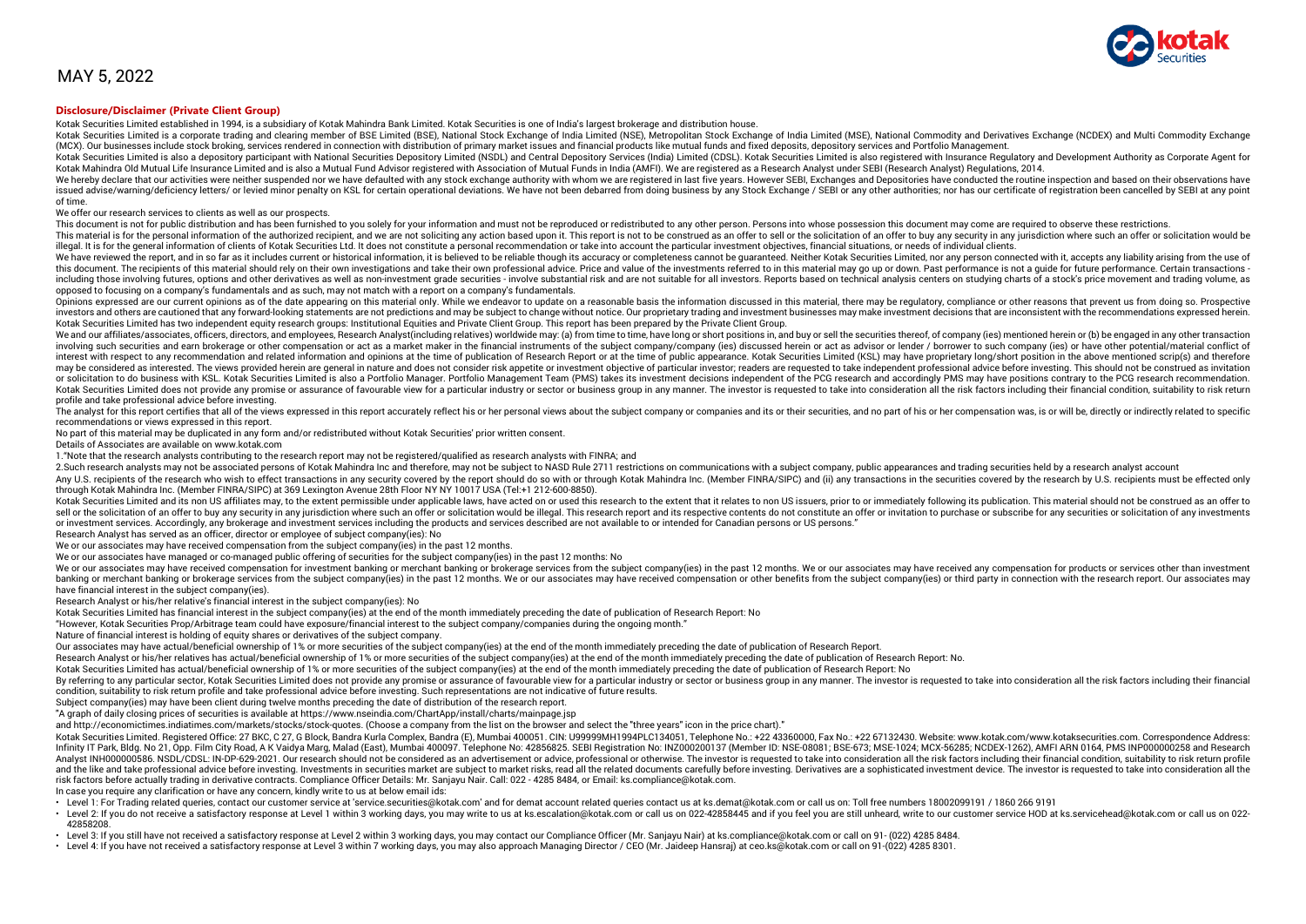# MAY 5, 2022

**Disclosure/Disclaimer (Private Client Group)**

Kotak Securities Limited established in 1994, is a subsidiary of Kotak Mahindra Bank Limited. Kotak Securities is one of India's largest brokerage and distribution house.

Kotak Securities Limited is a corporate trading and clearing member of BSE Limited (BSE), National Stock Exchange of India Limited (NSE), Metropolitan Stock Exchange of India Limited (MSE), National Commodity and Derivatives Exchange (NCDEX) and Multi Commodity Exchange (MCX). Our businesses include stock broking, services rendered in connection with distribution of primary market issues and financial products like mutual funds and fixed deposits, depository services and Portfolio Management.

Kotak Securities Limited is also a depository participant with National Securities Depository Limited (NSDL) and Central Depository Services (India) Limited (CDSL). Kotak Securities Limited is also registered with Insurance Regulatory and Development Authority as Corporate Agent for Kotak Mahindra Old Mutual Life Insurance Limited and is also a Mutual Fund Advisor registered with Association of Mutual Funds in India (AMFI). We are registered as a Research Analyst under SEBI (Research Analyst) Regulations, 2014.

We hereby declare that our activities were neither suspended nor we have defaulted with any stock exchange authority with whom we are registered in last five years. However SEBI, Exchanges and Depositories have conducted the routine inspection and based on their observations have issued advise/warning/deficiency letters/ or levied minor penalty on KSL for certain operational deviations. We have not been debarred from doing business by any Stock Exchange / SEBI or any other authorities; nor has our certificate of registration been cancelled by SEBI at any point of time.

We offer our research services to clients as well as our prospects.

This document is not for public distribution and has been furnished to you solely for your information and must not be reproduced or redistributed to any other person. Persons into whose possession this document may come are required to observe these restrictions.

This material is for the personal information of the authorized recipient, and we are not soliciting any action based upon it. This report is not to be construed as an offer to sell or the solicitation of an offer to buy any security in any jurisdiction where such an offer or solicitation would be illegal. It is for the general information of clients of Kotak Securities Ltd. It does not constitute a personal recommendation or take into account the particular investment objectives, financial situations, or needs of individual clients.

We have reviewed the report, and in so far as it includes current or historical information, it is believed to be reliable though its accuracy or completeness cannot be guaranteed. Neither Kotak Securities Limited, nor any person connected with it, accepts any liability arising from the use of this document. The recipients of this material should rely on their own investigations and take their own professional advice. Price and value of the investments referred to in this material may go up or down. Past performance is not a guide for future performance. Certain transactions - including those involving futures, options and other derivatives as well as non-investment grade securities - involve substantial risk and are not suitable for all investors. Reports based on technical analysis centers on studying charts of a stock's price movement and trading volume, as opposed to focusing on a company's fundamentals and as such, may not match with a report on a company's fundamentals.

Opinions expressed are our current opinions as of the date appearing on this material only. While we endeavor to update on a reasonable basis the information discussed in this material, there may be regulatory, compliance or other reasons that prevent us from doing so. Prospective investors and others are cautioned that any forward-looking statements are not predictions and may be subject to change without notice. Our proprietary trading and investment businesses may make investment decisions that are inconsistent with the recommendations expressed herein. Kotak Securities Limited has two independent equity research groups: Institutional Equities and Private Client Group. This report has been prepared by the Private Client Group.

We and our affiliates/associates, officers, directors, and employees, Research Analyst(including relatives) worldwide may: (a) from time to time, have long or short positions in, and buy or sell the securities thereof, of company (ies) mentioned herein or (b) be engaged in any other transaction involving such securities and earn brokerage or other compensation or act as a market maker in the financial instruments of the subject company/company (ies) discussed herein or act as advisor or lender / borrower to such company (ies) or have other potential/material conflict of interest with respect to any recommendation and related information and opinions at the time of publication of Research Report or at the time of public appearance. Kotak Securities Limited (KSL) may have proprietary long/short position in the above mentioned scrip(s) and therefore may be considered as interested. The views provided herein are general in nature and does not consider risk appetite or investment objective of particular investor; readers are requested to take independent professional advice before investing. This should not be construed as invitation or solicitation to do business with KSL. Kotak Securities Limited is also a Portfolio Manager. Portfolio Management Team (PMS) takes its investment decisions independent of the PCG research and accordingly PMS may have positions contrary to the PCG research recommendation. Kotak Securities Limited does not provide any promise or assurance of favourable view for a particular industry or sector or business group in any manner. The investor is requested to take into consideration all the risk factors including their financial condition, suitability to risk return profile and take professional advice before investing.

The analyst for this report certifies that all of the views expressed in this report accurately reflect his or her personal views about the subject company or companies and its or their securities, and no part of his or her compensation was, is or will be, directly or indirectly related to specific recommendations or views expressed in this report.

No part of this material may be duplicated in any form and/or redistributed without Kotak Securities' prior written consent.

Details of Associates are available on www.kotak.com

1."Note that the research analysts contributing to the research report may not be registered/qualified as research analysts with FINRA; and

2.Such research analysts may not be associated persons of Kotak Mahindra Inc and therefore, may not be subject to NASD Rule 2711 restrictions on communications with a subject company, public appearances and trading securities held by a research analyst account

Any U.S. recipients of the research who wish to effect transactions in any security covered by the report should do so with or through Kotak Mahindra Inc. (Member FINRA/SIPC) and (ii) any transactions in the securities covered by the research by U.S. recipients must be effected only through Kotak Mahindra Inc. (Member FINRA/SIPC) at 369 Lexington Avenue 28th Floor NY NY 10017 USA (Tel:+1 212-600-8850).

Kotak Securities Limited and its non US affiliates may, to the extent permissible under applicable laws, have acted on or used this research to the extent that it relates to non US issuers, prior to or immediately following its publication. This material should not be construed as an offer to sell or the solicitation of an offer to buy any security in any jurisdiction where such an offer or solicitation would be illegal. This research report and its respective contents do not constitute an offer or invitation to purchase or subscribe for any securities or solicitation of any investments or investment services. Accordingly, any brokerage and investment services including the products and services described are not available to or intended for Canadian persons or US persons."

Research Analyst has served as an officer, director or employee of subject company(ies): No

We or our associates may have received compensation from the subject company(ies) in the past 12 months.

We or our associates have managed or co-managed public offering of securities for the subject company(ies) in the past 12 months: No

We or our associates may have received compensation for investment banking or merchant banking or brokerage services from the subject company(ies) in the past 12 months. We or our associates may have received any compensation for products or services other than investment banking or merchant banking or brokerage services from the subject company(ies) in the past 12 months. We or our associates may have received compensation or other benefits from the subject company(ies) or third party in connection with the research report. Our associates may have financial interest in the subject company(ies).

Research Analyst or his/her relative's financial interest in the subject company(ies): No

Kotak Securities Limited has financial interest in the subject company(ies) at the end of the month immediately preceding the date of publication of Research Report: No

"However, Kotak Securities Prop/Arbitrage team could have exposure/financial interest to the subject company/companies during the ongoing month."

Nature of financial interest is holding of equity shares or derivatives of the subject company.

Our associates may have actual/beneficial ownership of 1% or more securities of the subject company(ies) at the end of the month immediately preceding the date of publication of Research Report.

Research Analyst or his/her relatives has actual/beneficial ownership of 1% or more securities of the subject company(ies) at the end of the month immediately preceding the date of publication of Research Report: No.

Kotak Securities Limited has actual/beneficial ownership of 1% or more securities of the subject company(ies) at the end of the month immediately preceding the date of publication of Research Report: No

By referring to any particular sector, Kotak Securities Limited does not provide any promise or assurance of favourable view for a particular industry or sector or business group in any manner. The investor is requested to take into consideration all the risk factors including their financial condition, suitability to risk return profile and take professional advice before investing. Such representations are not indicative of future results.

Subject company(ies) may have been client during twelve months preceding the date of distribution of the research report.

"A graph of daily closing prices of securities is available at https://www.nseindia.com/ChartApp/install/charts/mainpage.jsp

and http://economictimes.indiatimes.com/markets/stocks/stock-quotes. (Choose a company from the list on the browser and select the "three years" icon in the price chart)."

Kotak Securities Limited. Registered Office: 27 BKC, C 27, G Block, Bandra Kurla Complex, Bandra (E), Mumbai 400051. CIN: U99999MH1994PLC134051, Telephone No.: +22 43360000, Fax No.: +22 67132430. Website: www.kotak.com/www.kotaksecurities.com. Correspondence Address: Infinity IT Park, Bldg. No 21, Opp. Film City Road, A K Vaidya Marg, Malad (East), Mumbai 400097. Telephone No: 42856825. SEBI Registration No: INZ000200137 (Member ID: NSE-08081; BSE-673; MSE-1024; MCX-56285; NCDEX-1262), AMFI ARN 0164, PMS INP000000258 and Research Analyst INH000000586. NSDL/CDSL: IN-DP-629-2021. Our research should not be considered as an advertisement or advice, professional or otherwise. The investor is requested to take into consideration all the risk factors including their financial condition, suitability to risk return profile and the like and take professional advice before investing. Investments in securities market are subject to market risks, read all the related documents carefully before investing. Derivatives are a sophisticated investment device. The investor is requested to take into consideration all the risk factors before actually trading in derivative contracts. Compliance Officer Details: Mr. Sanjayu Nair. Call: 022 - 4285 8484, or Email: ks.compliance@kotak.com.

In case you require any clarification or have any concern, kindly write to us at below email ids:

- Level 1: For Trading related queries, contact our customer service at 'service.securities@kotak.com' and for demat account related queries contact us at ks.demat@kotak.com or call us on: Toll free numbers 18002099191 / 1860 266 9191
- Level 2: If you do not receive a satisfactory response at Level 1 within 3 working days, you may write to us at ks.escalation@kotak.com or call us on 022-42858445 and if you feel you are still unheard, write to our customer service HOD at ks.servicehead@kotak.com or call us on 022-42858208.
- Level 3: If you still have not received a satisfactory response at Level 2 within 3 working days, you may contact our Compliance Officer (Mr. Sanjayu Nair) at ks.compliance@kotak.com or call on 91- (022) 4285 8484.
- Level 4: If you have not received a satisfactory response at Level 3 within 7 working days, you may also approach Managing Director / CEO (Mr. Jaideep Hansraj) at ceo.ks@kotak.com or call on 91-(022) 4285 8301.